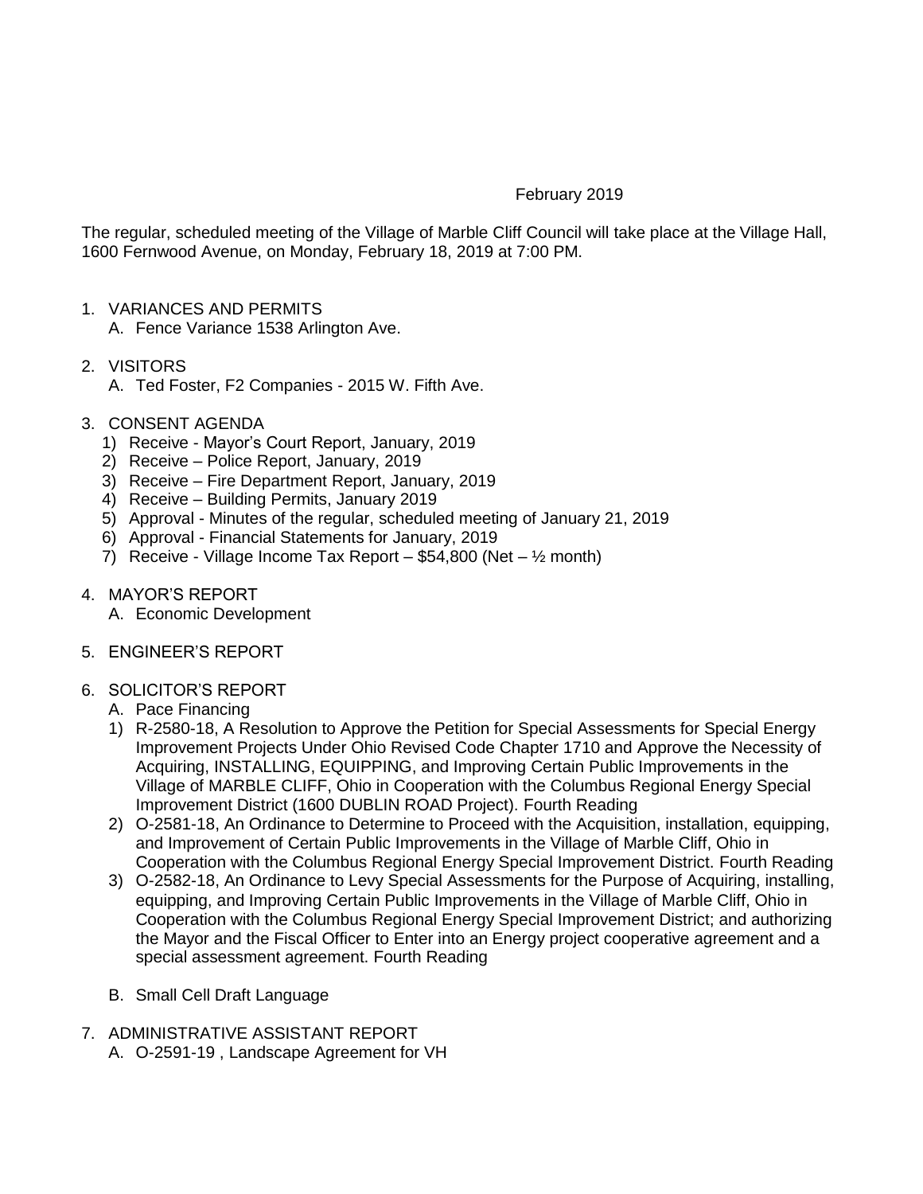February 2019

The regular, scheduled meeting of the Village of Marble Cliff Council will take place at the Village Hall, 1600 Fernwood Avenue, on Monday, February 18, 2019 at 7:00 PM.

1. VARIANCES AND PERMITS
   A. Fence Variance 1538 Arlington Ave.

2. VISITORS
   A. Ted Foster, F2 Companies - 2015 W. Fifth Ave.

3. CONSENT AGENDA
   1) Receive - Mayor's Court Report, January, 2019
   2) Receive – Police Report, January, 2019
   3) Receive – Fire Department Report, January, 2019
   4) Receive – Building Permits, January 2019
   5) Approval - Minutes of the regular, scheduled meeting of January 21, 2019
   6) Approval - Financial Statements for January, 2019
   7) Receive - Village Income Tax Report – $54,800 (Net – ½ month)

4. MAYOR'S REPORT
   A. Economic Development

5. ENGINEER'S REPORT

6. SOLICITOR'S REPORT
   A. Pace Financing
   1) R-2580-18, A Resolution to Approve the Petition for Special Assessments for Special Energy Improvement Projects Under Ohio Revised Code Chapter 1710 and Approve the Necessity of Acquiring, INSTALLING, EQUIPPING, and Improving Certain Public Improvements in the Village of MARBLE CLIFF, Ohio in Cooperation with the Columbus Regional Energy Special Improvement District (1600 DUBLIN ROAD Project). Fourth Reading
   2) O-2581-18, An Ordinance to Determine to Proceed with the Acquisition, installation, equipping, and Improvement of Certain Public Improvements in the Village of Marble Cliff, Ohio in Cooperation with the Columbus Regional Energy Special Improvement District. Fourth Reading
   3) O-2582-18, An Ordinance to Levy Special Assessments for the Purpose of Acquiring, installing, equipping, and Improving Certain Public Improvements in the Village of Marble Cliff, Ohio in Cooperation with the Columbus Regional Energy Special Improvement District; and authorizing the Mayor and the Fiscal Officer to Enter into an Energy project cooperative agreement and a special assessment agreement. Fourth Reading

   B. Small Cell Draft Language

7. ADMINISTRATIVE ASSISTANT REPORT
   A. O-2591-19 , Landscape Agreement for VH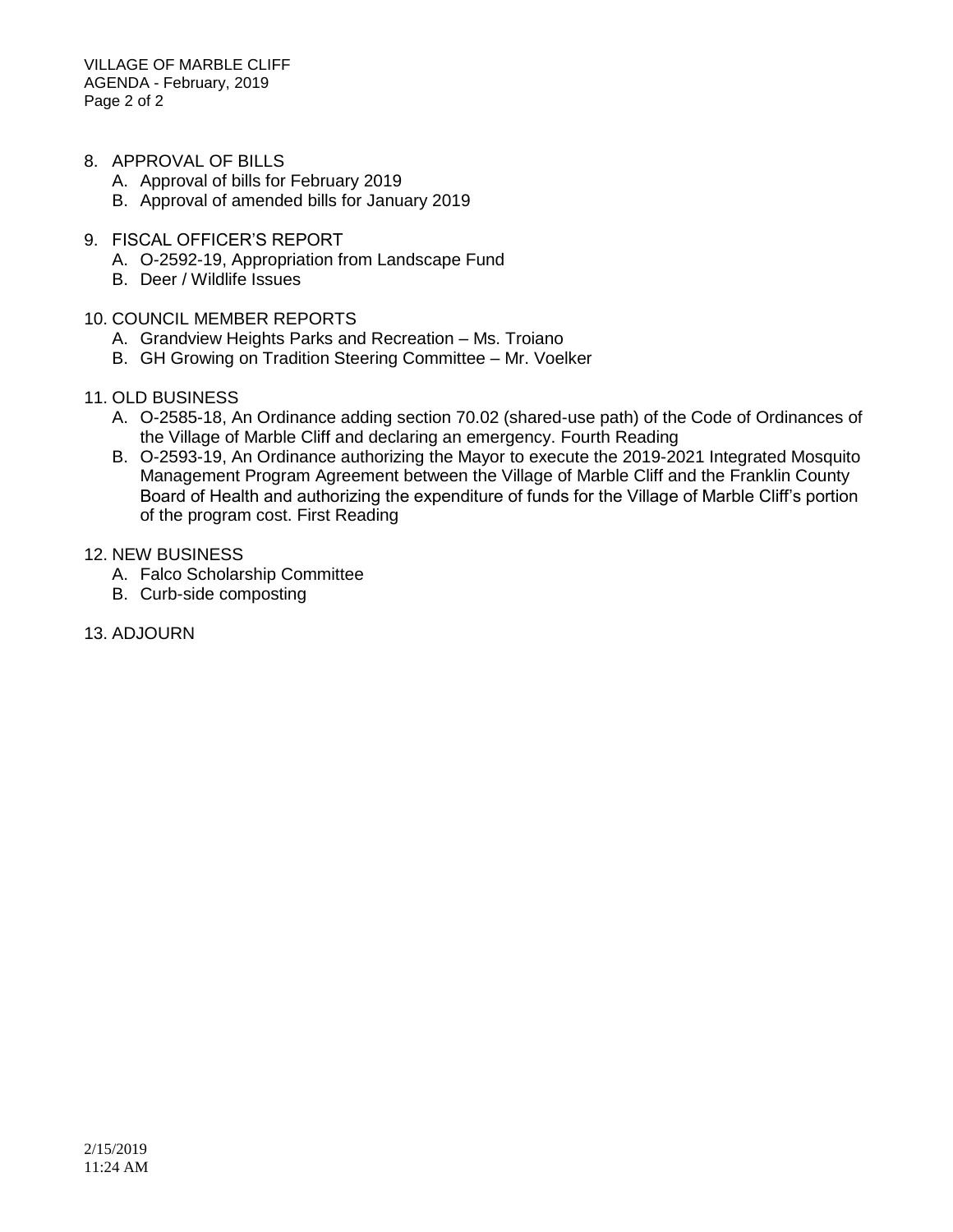8. APPROVAL OF BILLS
   A. Approval of bills for February 2019
   B. Approval of amended bills for January 2019

9. FISCAL OFFICER'S REPORT
   A. O-2592-19, Appropriation from Landscape Fund
   B. Deer / Wildlife Issues

10. COUNCIL MEMBER REPORTS
    A. Grandview Heights Parks and Recreation – Ms. Troiano
    B. GH Growing on Tradition Steering Committee – Mr. Voelker

11. OLD BUSINESS
    A. O-2585-18, An Ordinance adding section 70.02 (shared-use path) of the Code of Ordinances of the Village of Marble Cliff and declaring an emergency. Fourth Reading
    B. O-2593-19, An Ordinance authorizing the Mayor to execute the 2019-2021 Integrated Mosquito Management Program Agreement between the Village of Marble Cliff and the Franklin County Board of Health and authorizing the expenditure of funds for the Village of Marble Cliff's portion of the program cost. First Reading

12. NEW BUSINESS
    A. Falco Scholarship Committee
    B. Curb-side composting

13. ADJOURN

2/15/2019
11:24 AM